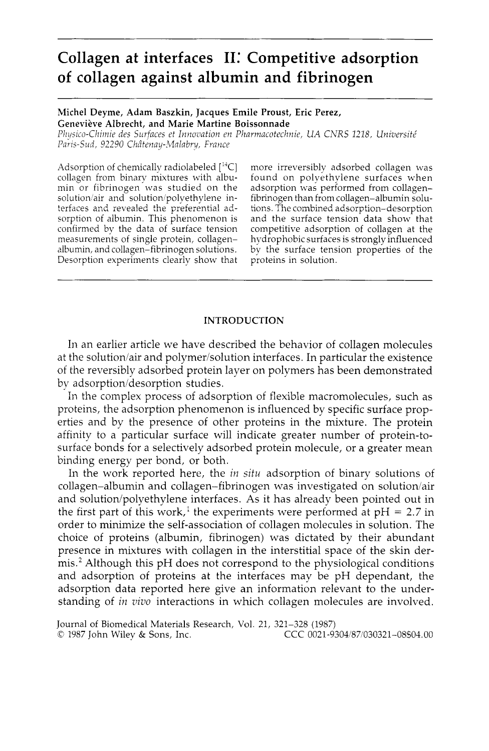# Collagen at interfaces II: Competitive adsorption of collagen against albumin and fibrinogen

**Michel Deyme, Adam Baszkin, Jacques Emile Proust, Eric Perez, Geneviève Albrecht, and Marie Martine Boissonnade**

*Physico-Chimie des Surfaces et Innovation en Pharmacotechnie, UA CNRS 1218, Université Paris-Sud, 92290 Châtenay-Malabry, France*

Adsorption of chemically radiolabeled [$^{14}C$] collagen from binary mixtures with albumin or fibrinogen was studied on the solution/air and solution/polyethylene interfaces and revealed the preferential adsorption of albumin. This phenomenon is confirmed by the data of surface tension measurements of single protein, collagen–albumin, and collagen–fibrinogen solutions. Desorption experiments clearly show that more irreversibly adsorbed collagen was found on polyethylene surfaces when adsorption was performed from collagen–fibrinogen than from collagen–albumin solutions. The combined adsorption–desorption and the surface tension data show that competitive adsorption of collagen at the hydrophobic surfaces is strongly influenced by the surface tension properties of the proteins in solution.

## INTRODUCTION

In an earlier article we have described the behavior of collagen molecules at the solution/air and polymer/solution interfaces. In particular the existence of the reversibly adsorbed protein layer on polymers has been demonstrated by adsorption/desorption studies.

In the complex process of adsorption of flexible macromolecules, such as proteins, the adsorption phenomenon is influenced by specific surface properties and by the presence of other proteins in the mixture. The protein affinity to a particular surface will indicate greater number of protein-to-surface bonds for a selectively adsorbed protein molecule, or a greater mean binding energy per bond, or both.

In the work reported here, the *in situ* adsorption of binary solutions of collagen–albumin and collagen–fibrinogen was investigated on solution/air and solution/polyethylene interfaces. As it has already been pointed out in the first part of this work,[1] the experiments were performed at pH = 2.7 in order to minimize the self-association of collagen molecules in solution. The choice of proteins (albumin, fibrinogen) was dictated by their abundant presence in mixtures with collagen in the interstitial space of the skin dermis.[2] Although this pH does not correspond to the physiological conditions and adsorption of proteins at the interfaces may be pH dependant, the adsorption data reported here give an information relevant to the understanding of *in vivo* interactions in which collagen molecules are involved.

Journal of Biomedical Materials Research, Vol. 21, 321–328 (1987)
© 1987 John Wiley & Sons, Inc. CCC 0021-9304/87/030321-08$04.00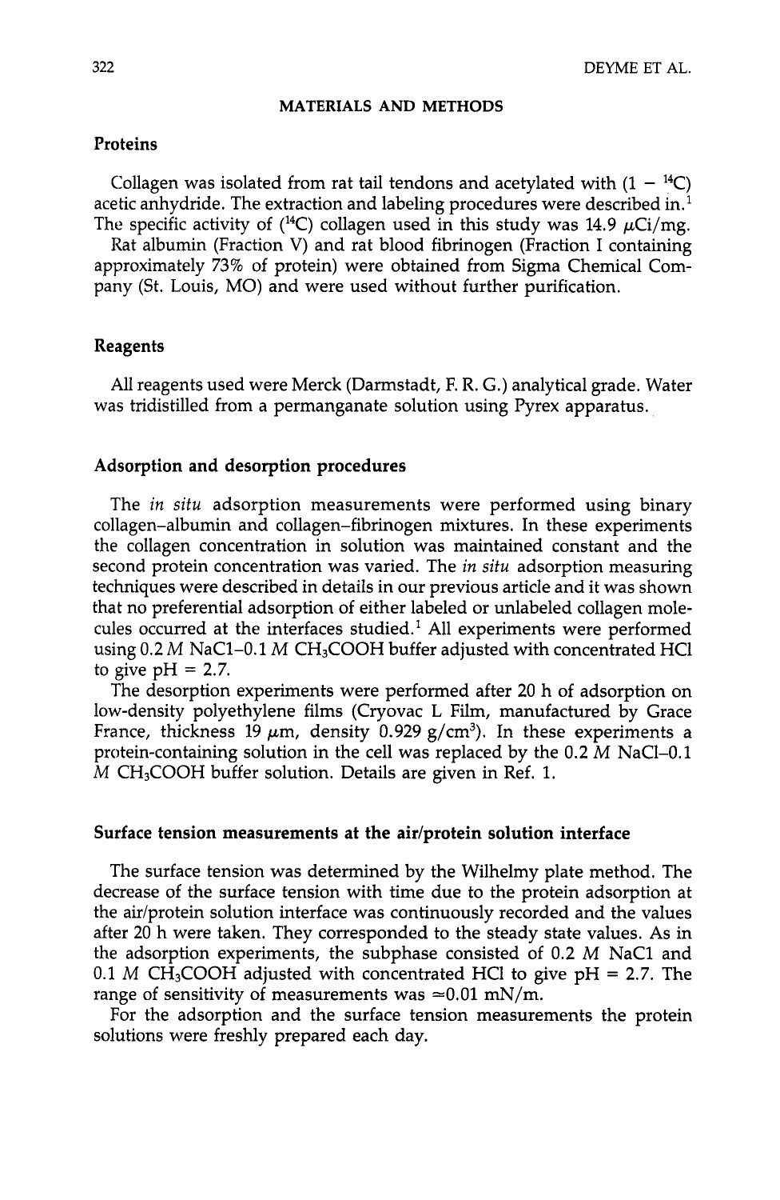## MATERIALS AND METHODS

### Proteins

Collagen was isolated from rat tail tendons and acetylated with ($1 - {}^{14}C$) acetic anhydride. The extraction and labeling procedures were described in.[1] The specific activity of (${}^{14}C$) collagen used in this study was 14.9 $\mu$Ci/mg.

Rat albumin (Fraction V) and rat blood fibrinogen (Fraction I containing approximately 73% of protein) were obtained from Sigma Chemical Company (St. Louis, MO) and were used without further purification.

### Reagents

All reagents used were Merck (Darmstadt, F. R. G.) analytical grade. Water was tridistilled from a permanganate solution using Pyrex apparatus.

### Adsorption and desorption procedures

The *in situ* adsorption measurements were performed using binary collagen–albumin and collagen–fibrinogen mixtures. In these experiments the collagen concentration in solution was maintained constant and the second protein concentration was varied. The *in situ* adsorption measuring techniques were described in details in our previous article and it was shown that no preferential adsorption of either labeled or unlabeled collagen molecules occurred at the interfaces studied.[1] All experiments were performed using 0.2 *M* NaCl–0.1 *M* $CH_3COOH$ buffer adjusted with concentrated HCl to give pH = 2.7.

The desorption experiments were performed after 20 h of adsorption on low-density polyethylene films (Cryovac L Film, manufactured by Grace France, thickness 19 $\mu$m, density 0.929 g/cm$^3$). In these experiments a protein-containing solution in the cell was replaced by the 0.2 *M* NaCl–0.1 *M* $CH_3COOH$ buffer solution. Details are given in Ref. 1.

### Surface tension measurements at the air/protein solution interface

The surface tension was determined by the Wilhelmy plate method. The decrease of the surface tension with time due to the protein adsorption at the air/protein solution interface was continuously recorded and the values after 20 h were taken. They corresponded to the steady state values. As in the adsorption experiments, the subphase consisted of 0.2 *M* NaCl and 0.1 *M* $CH_3COOH$ adjusted with concentrated HCl to give pH = 2.7. The range of sensitivity of measurements was ≈0.01 mN/m.

For the adsorption and the surface tension measurements the protein solutions were freshly prepared each day.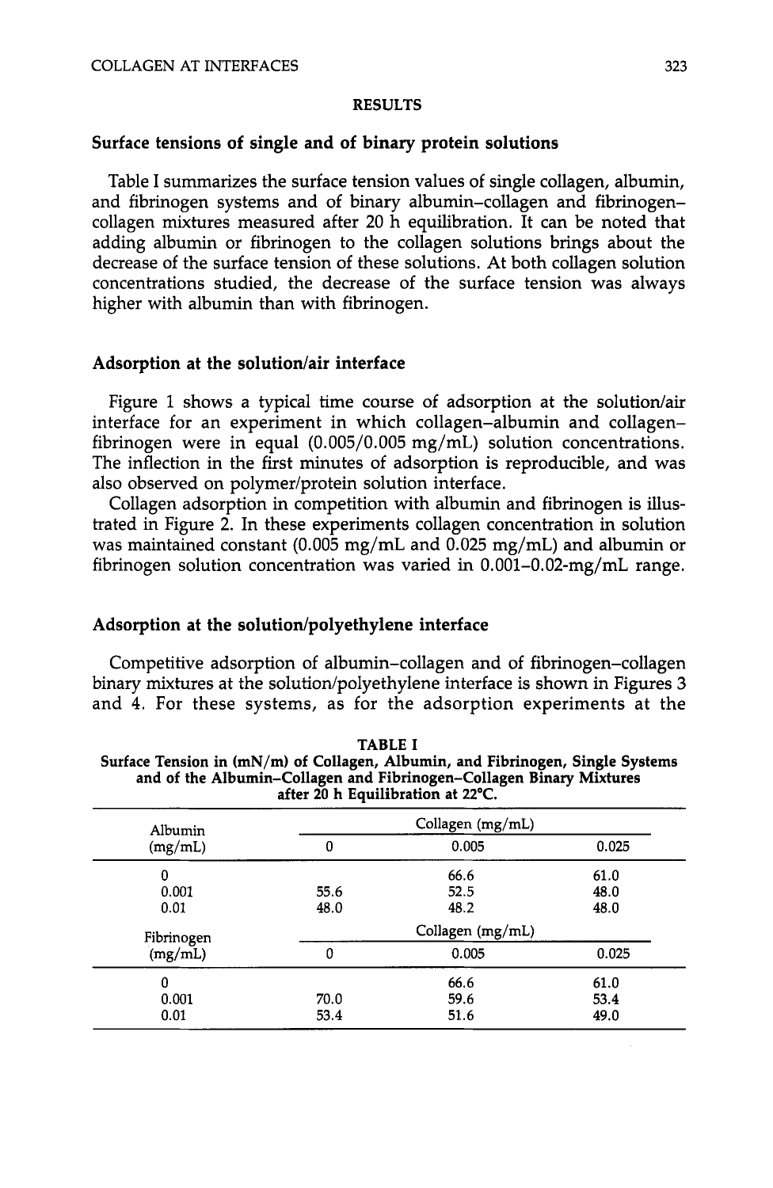## RESULTS

### Surface tensions of single and of binary protein solutions

Table I summarizes the surface tension values of single collagen, albumin, and fibrinogen systems and of binary albumin–collagen and fibrinogen–collagen mixtures measured after 20 h equilibration. It can be noted that adding albumin or fibrinogen to the collagen solutions brings about the decrease of the surface tension of these solutions. At both collagen solution concentrations studied, the decrease of the surface tension was always higher with albumin than with fibrinogen.

### Adsorption at the solution/air interface

Figure 1 shows a typical time course of adsorption at the solution/air interface for an experiment in which collagen–albumin and collagen–fibrinogen were in equal (0.005/0.005 mg/mL) solution concentrations. The inflection in the first minutes of adsorption is reproducible, and was also observed on polymer/protein solution interface.

Collagen adsorption in competition with albumin and fibrinogen is illustrated in Figure 2. In these experiments collagen concentration in solution was maintained constant (0.005 mg/mL and 0.025 mg/mL) and albumin or fibrinogen solution concentration was varied in 0.001–0.02-mg/mL range.

### Adsorption at the solution/polyethylene interface

Competitive adsorption of albumin–collagen and of fibrinogen–collagen binary mixtures at the solution/polyethylene interface is shown in Figures 3 and 4. For these systems, as for the adsorption experiments at the

**TABLE I**
**Surface Tension in (mN/m) of Collagen, Albumin, and Fibrinogen, Single Systems and of the Albumin–Collagen and Fibrinogen–Collagen Binary Mixtures after 20 h Equilibration at 22°C.**

| Albumin (mg/mL) | Collagen (mg/mL) | | |
|---|---|---|---|
| | 0 | 0.005 | 0.025 |
| 0 | | 66.6 | 61.0 |
| 0.001 | 55.6 | 52.5 | 48.0 |
| 0.01 | 48.0 | 48.2 | 48.0 |
| **Fibrinogen (mg/mL)** | **Collagen (mg/mL)** | | |
| | **0** | **0.005** | **0.025** |
| 0 | | 66.6 | 61.0 |
| 0.001 | 70.0 | 59.6 | 53.4 |
| 0.01 | 53.4 | 51.6 | 49.0 |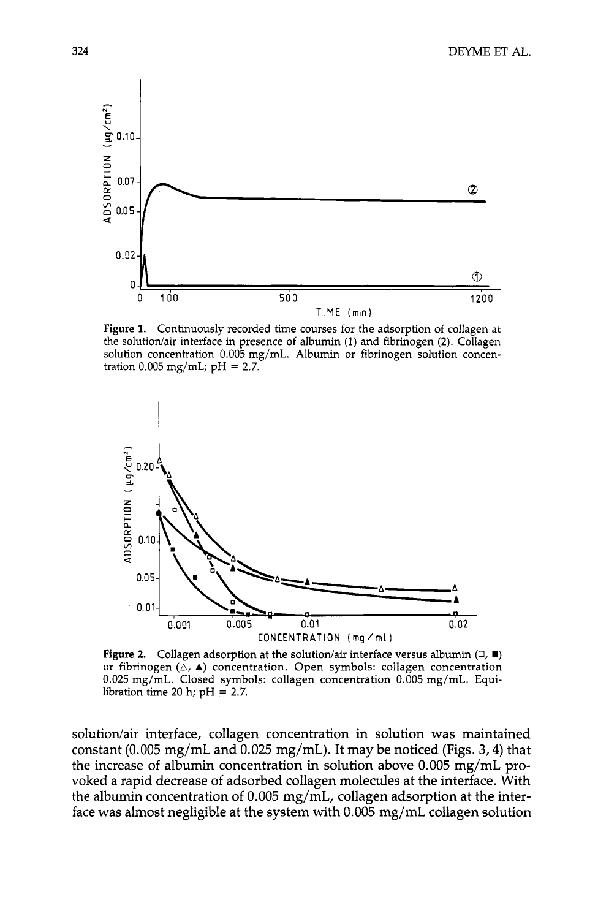Figure 1. Continuously recorded time courses for the adsorption of collagen at the solution/air interface in presence of albumin (1) and fibrinogen (2). Collagen solution concentration 0.005 mg/mL. Albumin or fibrinogen solution concentration 0.005 mg/mL; pH = 2.7.

Figure 2. Collagen adsorption at the solution/air interface versus albumin (□, ■) or fibrinogen (△, ▲) concentration. Open symbols: collagen concentration 0.025 mg/mL. Closed symbols: collagen concentration 0.005 mg/mL. Equilibration time 20 h; pH = 2.7.

solution/air interface, collagen concentration in solution was maintained constant (0.005 mg/mL and 0.025 mg/mL). It may be noticed (Figs. 3, 4) that the increase of albumin concentration in solution above 0.005 mg/mL provoked a rapid decrease of adsorbed collagen molecules at the interface. With the albumin concentration of 0.005 mg/mL, collagen adsorption at the interface was almost negligible at the system with 0.005 mg/mL collagen solution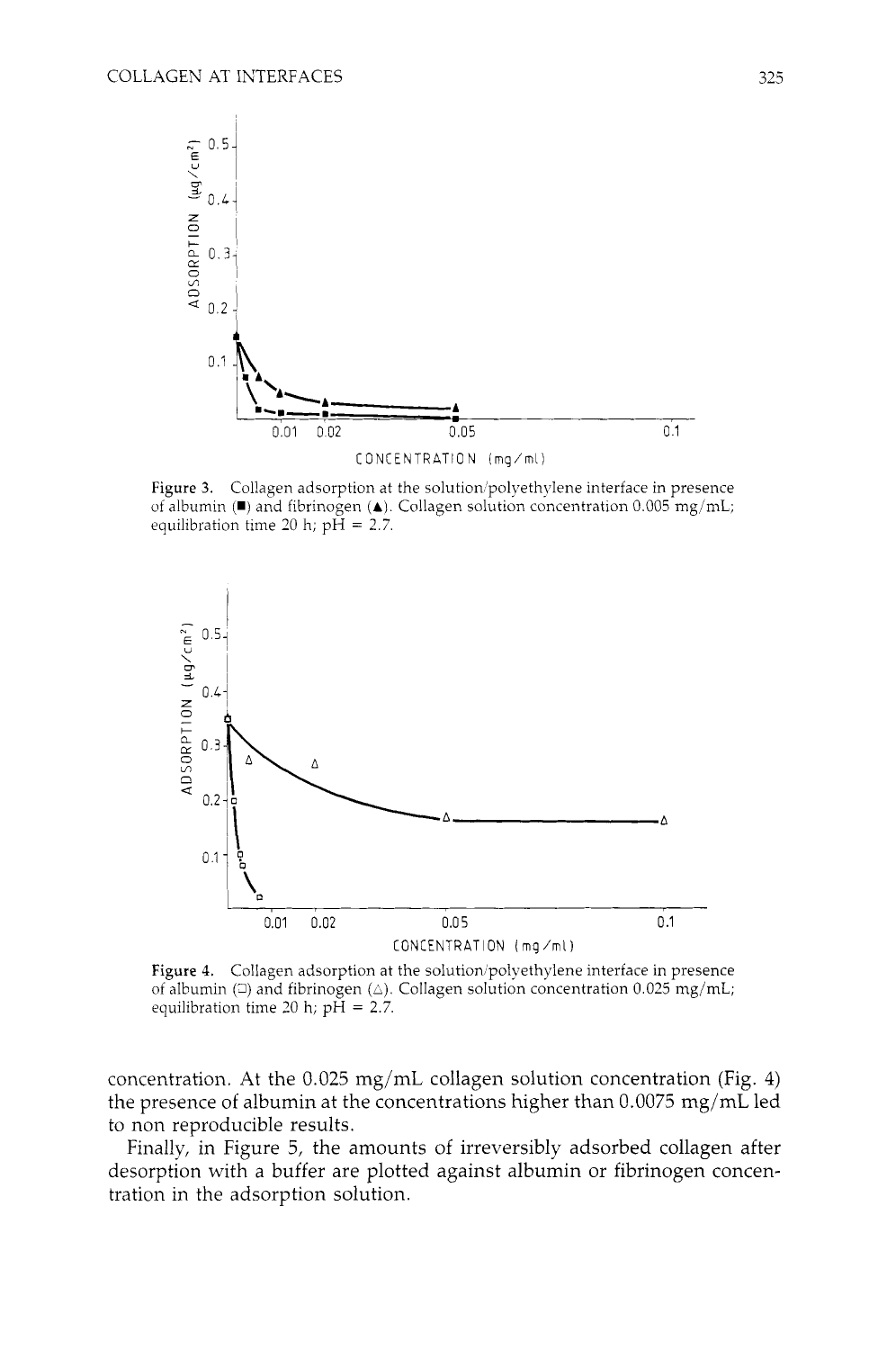Figure 3. Collagen adsorption at the solution/polyethylene interface in presence of albumin (■) and fibrinogen (▲). Collagen solution concentration 0.005 mg/mL; equilibration time 20 h; pH = 2.7.

Figure 4. Collagen adsorption at the solution/polyethylene interface in presence of albumin (□) and fibrinogen (△). Collagen solution concentration 0.025 mg/mL; equilibration time 20 h; pH = 2.7.

concentration. At the 0.025 mg/mL collagen solution concentration (Fig. 4) the presence of albumin at the concentrations higher than 0.0075 mg/mL led to non reproducible results.

Finally, in Figure 5, the amounts of irreversibly adsorbed collagen after desorption with a buffer are plotted against albumin or fibrinogen concentration in the adsorption solution.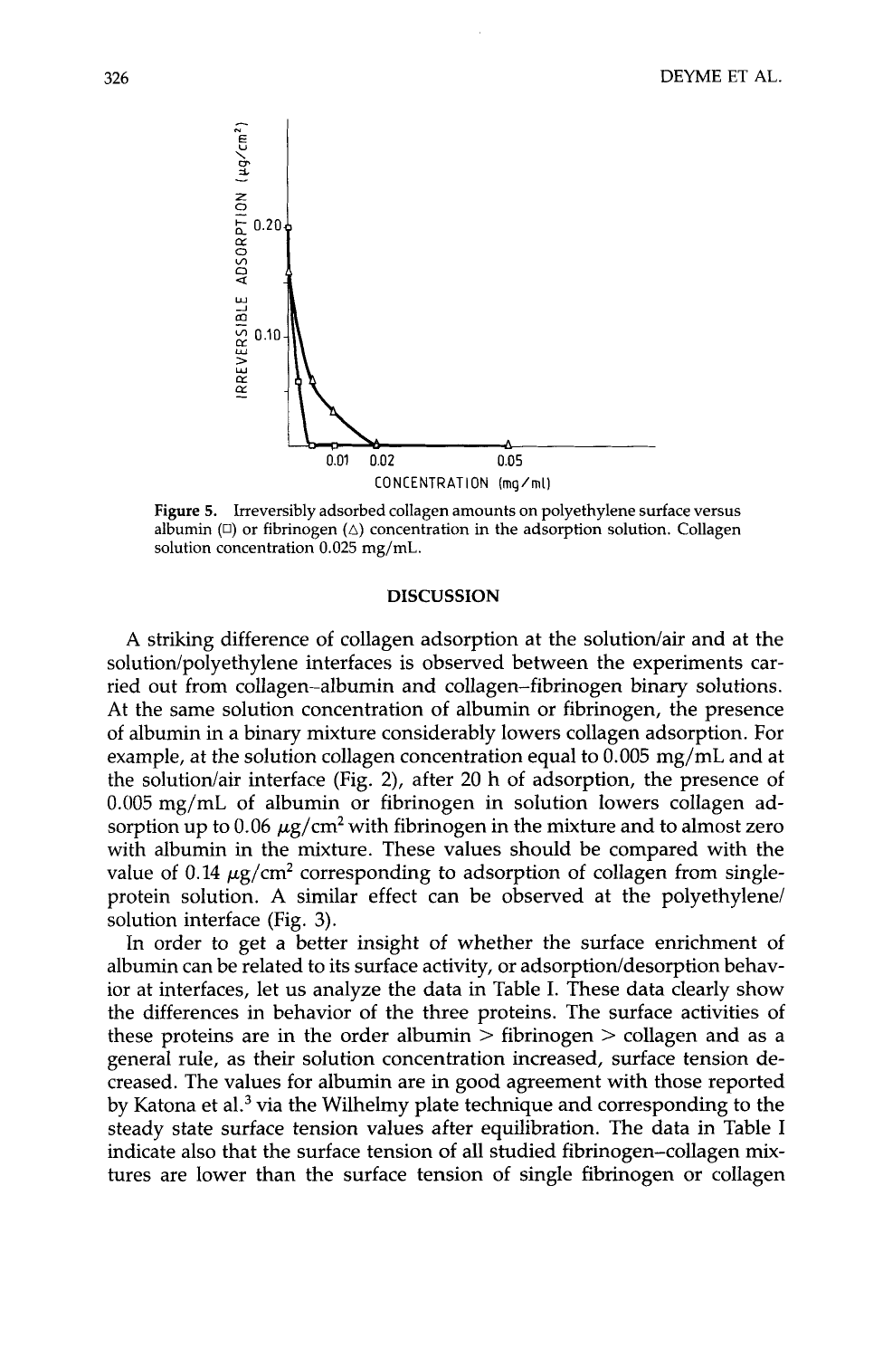Figure 5. Irreversibly adsorbed collagen amounts on polyethylene surface versus albumin (□) or fibrinogen (△) concentration in the adsorption solution. Collagen solution concentration 0.025 mg/mL.

## DISCUSSION

A striking difference of collagen adsorption at the solution/air and at the solution/polyethylene interfaces is observed between the experiments carried out from collagen–albumin and collagen–fibrinogen binary solutions. At the same solution concentration of albumin or fibrinogen, the presence of albumin in a binary mixture considerably lowers collagen adsorption. For example, at the solution collagen concentration equal to 0.005 mg/mL and at the solution/air interface (Fig. 2), after 20 h of adsorption, the presence of 0.005 mg/mL of albumin or fibrinogen in solution lowers collagen adsorption up to 0.06 $\mu g/cm^2$ with fibrinogen in the mixture and to almost zero with albumin in the mixture. These values should be compared with the value of 0.14 $\mu g/cm^2$ corresponding to adsorption of collagen from single-protein solution. A similar effect can be observed at the polyethylene/solution interface (Fig. 3).

In order to get a better insight of whether the surface enrichment of albumin can be related to its surface activity, or adsorption/desorption behavior at interfaces, let us analyze the data in Table I. These data clearly show the differences in behavior of the three proteins. The surface activities of these proteins are in the order albumin > fibrinogen > collagen and as a general rule, as their solution concentration increased, surface tension decreased. The values for albumin are in good agreement with those reported by Katona et al.[3] via the Wilhelmy plate technique and corresponding to the steady state surface tension values after equilibration. The data in Table I indicate also that the surface tension of all studied fibrinogen–collagen mixtures are lower than the surface tension of single fibrinogen or collagen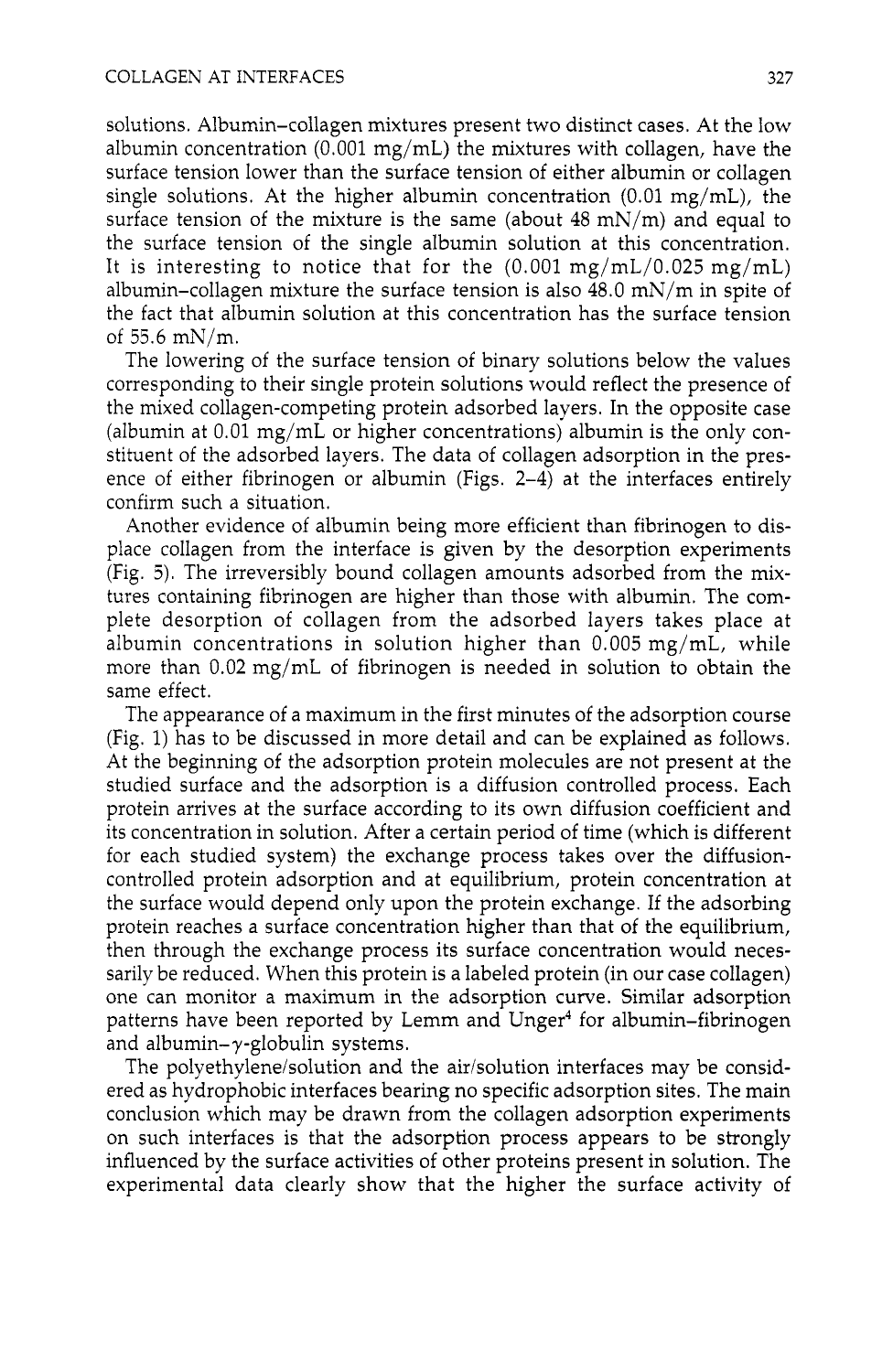solutions. Albumin–collagen mixtures present two distinct cases. At the low albumin concentration (0.001 mg/mL) the mixtures with collagen, have the surface tension lower than the surface tension of either albumin or collagen single solutions. At the higher albumin concentration (0.01 mg/mL), the surface tension of the mixture is the same (about 48 mN/m) and equal to the surface tension of the single albumin solution at this concentration. It is interesting to notice that for the (0.001 mg/mL/0.025 mg/mL) albumin–collagen mixture the surface tension is also 48.0 mN/m in spite of the fact that albumin solution at this concentration has the surface tension of 55.6 mN/m.

The lowering of the surface tension of binary solutions below the values corresponding to their single protein solutions would reflect the presence of the mixed collagen-competing protein adsorbed layers. In the opposite case (albumin at 0.01 mg/mL or higher concentrations) albumin is the only constituent of the adsorbed layers. The data of collagen adsorption in the presence of either fibrinogen or albumin (Figs. 2–4) at the interfaces entirely confirm such a situation.

Another evidence of albumin being more efficient than fibrinogen to displace collagen from the interface is given by the desorption experiments (Fig. 5). The irreversibly bound collagen amounts adsorbed from the mixtures containing fibrinogen are higher than those with albumin. The complete desorption of collagen from the adsorbed layers takes place at albumin concentrations in solution higher than 0.005 mg/mL, while more than 0.02 mg/mL of fibrinogen is needed in solution to obtain the same effect.

The appearance of a maximum in the first minutes of the adsorption course (Fig. 1) has to be discussed in more detail and can be explained as follows. At the beginning of the adsorption protein molecules are not present at the studied surface and the adsorption is a diffusion controlled process. Each protein arrives at the surface according to its own diffusion coefficient and its concentration in solution. After a certain period of time (which is different for each studied system) the exchange process takes over the diffusion-controlled protein adsorption and at equilibrium, protein concentration at the surface would depend only upon the protein exchange. If the adsorbing protein reaches a surface concentration higher than that of the equilibrium, then through the exchange process its surface concentration would necessarily be reduced. When this protein is a labeled protein (in our case collagen) one can monitor a maximum in the adsorption curve. Similar adsorption patterns have been reported by Lemm and Unger[4] for albumin–fibrinogen and albumin–$\gamma$-globulin systems.

The polyethylene/solution and the air/solution interfaces may be considered as hydrophobic interfaces bearing no specific adsorption sites. The main conclusion which may be drawn from the collagen adsorption experiments on such interfaces is that the adsorption process appears to be strongly influenced by the surface activities of other proteins present in solution. The experimental data clearly show that the higher the surface activity of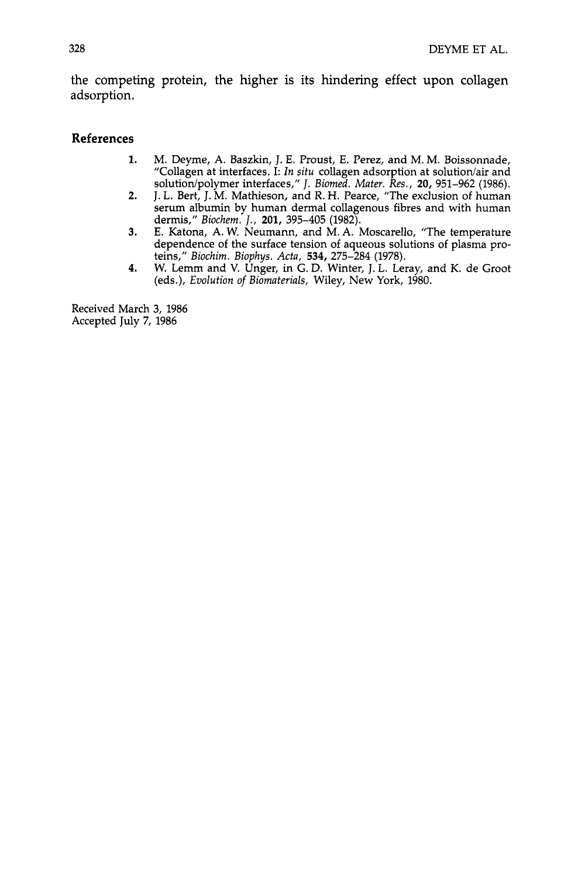the competing protein, the higher is its hindering effect upon collagen adsorption.

## References

1. M. Deyme, A. Baszkin, J. E. Proust, E. Perez, and M. M. Boissonnade, "Collagen at interfaces. I: *In situ* collagen adsorption at solution/air and solution/polymer interfaces," *J. Biomed. Mater. Res.*, **20**, 951–962 (1986).
2. J. L. Bert, J. M. Mathieson, and R. H. Pearce, "The exclusion of human serum albumin by human dermal collagenous fibres and with human dermis," *Biochem. J.*, **201**, 395–405 (1982).
3. E. Katona, A. W. Neumann, and M. A. Moscarello, "The temperature dependence of the surface tension of aqueous solutions of plasma proteins," *Biochim. Biophys. Acta*, **534**, 275–284 (1978).
4. W. Lemm and V. Unger, in G. D. Winter, J. L. Leray, and K. de Groot (eds.), *Evolution of Biomaterials*, Wiley, New York, 1980.

Received March 3, 1986
Accepted July 7, 1986